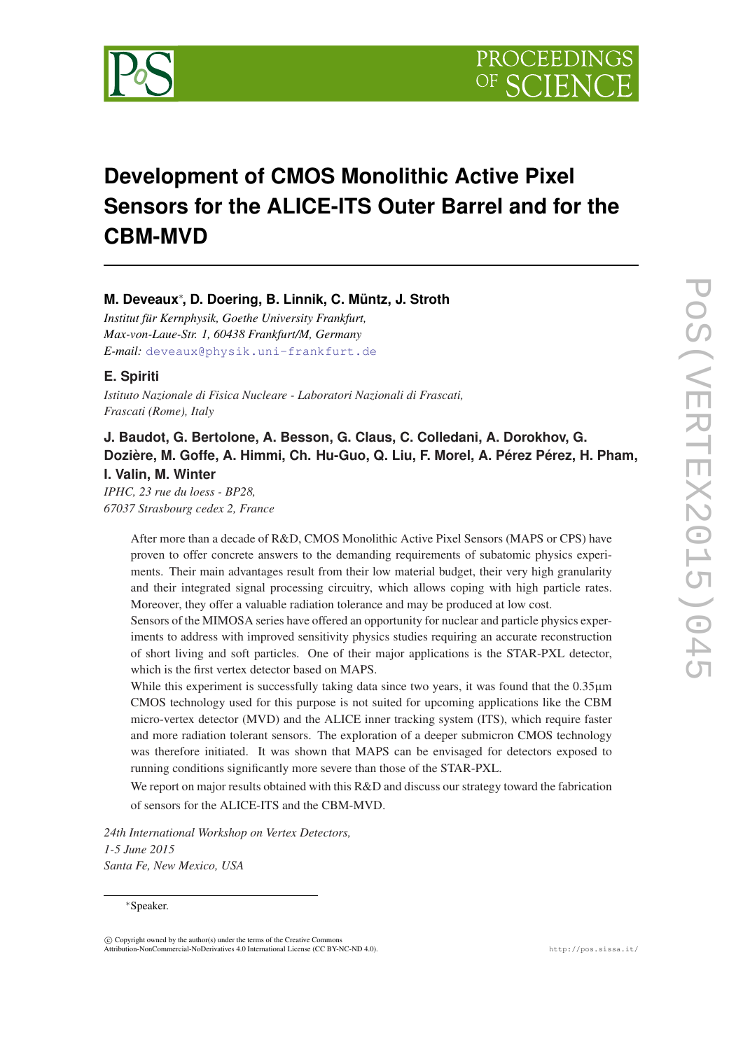# Development of CMOS Monolithic Active Pixel Sensors for the ALICE-ITS Outer Barrel and for the CBM-MVD

**M. Deveaux***, **D. Doering, B. Linnik, C. Müntz, J. Stroth**

*Institut für Kernphysik, Goethe University Frankfurt,*
*Max-von-Laue-Str. 1, 60438 Frankfurt/M, Germany*
*E-mail:* deveaux@physik.uni-frankfurt.de

**E. Spiriti**

*Istituto Nazionale di Fisica Nucleare - Laboratori Nazionali di Frascati,*
*Frascati (Rome), Italy*

**J. Baudot, G. Bertolone, A. Besson, G. Claus, C. Colledani, A. Dorokhov, G. Dozière, M. Goffe, A. Himmi, Ch. Hu-Guo, Q. Liu, F. Morel, A. Pérez Pérez, H. Pham, I. Valin, M. Winter**

*IPHC, 23 rue du loess - BP28,*
*67037 Strasbourg cedex 2, France*

After more than a decade of R&D, CMOS Monolithic Active Pixel Sensors (MAPS or CPS) have proven to offer concrete answers to the demanding requirements of subatomic physics experiments. Their main advantages result from their low material budget, their very high granularity and their integrated signal processing circuitry, which allows coping with high particle rates. Moreover, they offer a valuable radiation tolerance and may be produced at low cost.

Sensors of the MIMOSA series have offered an opportunity for nuclear and particle physics experiments to address with improved sensitivity physics studies requiring an accurate reconstruction of short living and soft particles. One of their major applications is the STAR-PXL detector, which is the first vertex detector based on MAPS.

While this experiment is successfully taking data since two years, it was found that the 0.35µm CMOS technology used for this purpose is not suited for upcoming applications like the CBM micro-vertex detector (MVD) and the ALICE inner tracking system (ITS), which require faster and more radiation tolerant sensors. The exploration of a deeper submicron CMOS technology was therefore initiated. It was shown that MAPS can be envisaged for detectors exposed to running conditions significantly more severe than those of the STAR-PXL.

We report on major results obtained with this R&D and discuss our strategy toward the fabrication of sensors for the ALICE-ITS and the CBM-MVD.

*24th International Workshop on Vertex Detectors,*
*1-5 June 2015*
*Santa Fe, New Mexico, USA*

*Speaker.

© Copyright owned by the author(s) under the terms of the Creative Commons Attribution-NonCommercial-NoDerivatives 4.0 International License (CC BY-NC-ND 4.0).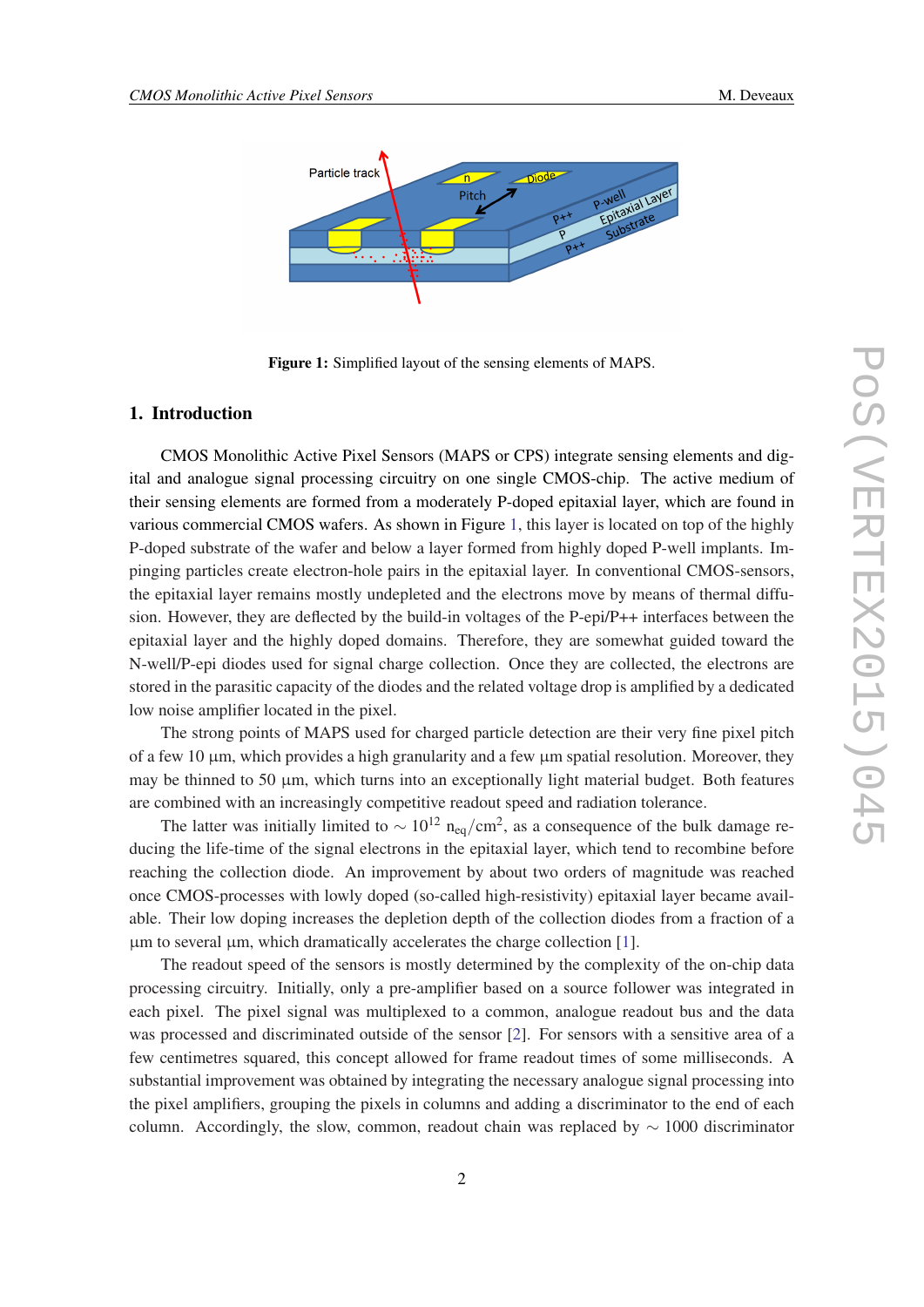Figure 1: Simplified layout of the sensing elements of MAPS.

## 1. Introduction

CMOS Monolithic Active Pixel Sensors (MAPS or CPS) integrate sensing elements and digital and analogue signal processing circuitry on one single CMOS-chip. The active medium of their sensing elements are formed from a moderately P-doped epitaxial layer, which are found in various commercial CMOS wafers. As shown in Figure 1, this layer is located on top of the highly P-doped substrate of the wafer and below a layer formed from highly doped P-well implants. Impinging particles create electron-hole pairs in the epitaxial layer. In conventional CMOS-sensors, the epitaxial layer remains mostly undepleted and the electrons move by means of thermal diffusion. However, they are deflected by the build-in voltages of the P-epi/P++ interfaces between the epitaxial layer and the highly doped domains. Therefore, they are somewhat guided toward the N-well/P-epi diodes used for signal charge collection. Once they are collected, the electrons are stored in the parasitic capacity of the diodes and the related voltage drop is amplified by a dedicated low noise amplifier located in the pixel.

The strong points of MAPS used for charged particle detection are their very fine pixel pitch of a few 10 µm, which provides a high granularity and a few µm spatial resolution. Moreover, they may be thinned to 50 µm, which turns into an exceptionally light material budget. Both features are combined with an increasingly competitive readout speed and radiation tolerance.

The latter was initially limited to $\sim 10^{12}$ $n_{eq}/cm^2$, as a consequence of the bulk damage reducing the life-time of the signal electrons in the epitaxial layer, which tend to recombine before reaching the collection diode. An improvement by about two orders of magnitude was reached once CMOS-processes with lowly doped (so-called high-resistivity) epitaxial layer became available. Their low doping increases the depletion depth of the collection diodes from a fraction of a µm to several µm, which dramatically accelerates the charge collection [1].

The readout speed of the sensors is mostly determined by the complexity of the on-chip data processing circuitry. Initially, only a pre-amplifier based on a source follower was integrated in each pixel. The pixel signal was multiplexed to a common, analogue readout bus and the data was processed and discriminated outside of the sensor [2]. For sensors with a sensitive area of a few centimetres squared, this concept allowed for frame readout times of some milliseconds. A substantial improvement was obtained by integrating the necessary analogue signal processing into the pixel amplifiers, grouping the pixels in columns and adding a discriminator to the end of each column. Accordingly, the slow, common, readout chain was replaced by $\sim 1000$ discriminator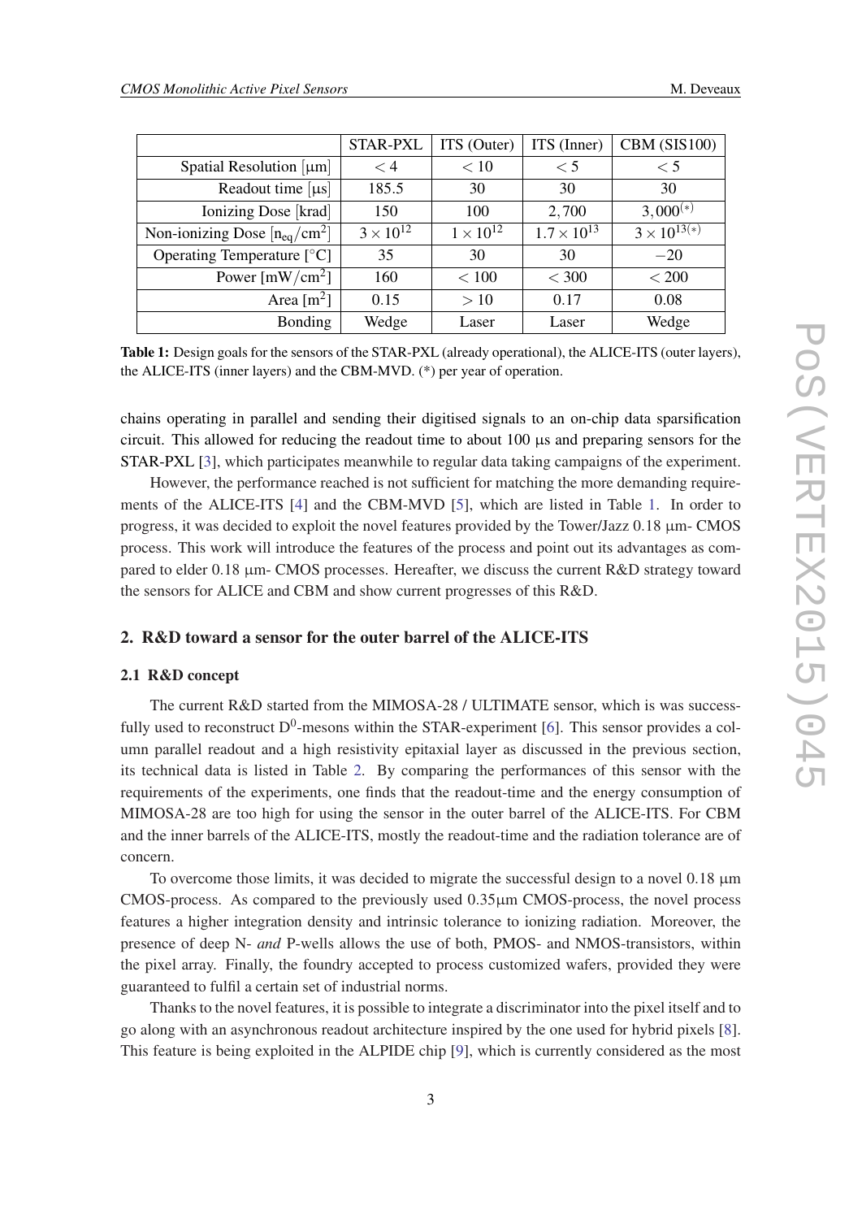| | STAR-PXL | ITS (Outer) | ITS (Inner) | CBM (SIS100) |
|---|---|---|---|---|
| Spatial Resolution [μm] | $< 4$ | $< 10$ | $< 5$ | $< 5$ |
| Readout time [μs] | 185.5 | 30 | 30 | 30 |
| Ionizing Dose [krad] | 150 | 100 | 2,700 | $3{,}000^{(*)}$ |
| Non-ionizing Dose $[\mathrm{n_{eq}/cm^2}]$ | $3 \times 10^{12}$ | $1 \times 10^{12}$ | $1.7 \times 10^{13}$ | $3 \times 10^{13(*)}$ |
| Operating Temperature [°C] | 35 | 30 | 30 | $-20$ |
| Power $[\mathrm{mW/cm^2}]$ | 160 | $< 100$ | $< 300$ | $< 200$ |
| Area $[\mathrm{m^2}]$ | 0.15 | $> 10$ | 0.17 | 0.08 |
| Bonding | Wedge | Laser | Laser | Wedge |

**Table 1:** Design goals for the sensors of the STAR-PXL (already operational), the ALICE-ITS (outer layers), the ALICE-ITS (inner layers) and the CBM-MVD. (*) per year of operation.

chains operating in parallel and sending their digitised signals to an on-chip data sparsification circuit. This allowed for reducing the readout time to about 100 μs and preparing sensors for the STAR-PXL [3], which participates meanwhile to regular data taking campaigns of the experiment.

However, the performance reached is not sufficient for matching the more demanding requirements of the ALICE-ITS [4] and the CBM-MVD [5], which are listed in Table 1. In order to progress, it was decided to exploit the novel features provided by the Tower/Jazz 0.18 μm- CMOS process. This work will introduce the features of the process and point out its advantages as compared to elder 0.18 μm- CMOS processes. Hereafter, we discuss the current R&D strategy toward the sensors for ALICE and CBM and show current progresses of this R&D.

## 2. R&D toward a sensor for the outer barrel of the ALICE-ITS

### 2.1 R&D concept

The current R&D started from the MIMOSA-28 / ULTIMATE sensor, which is was successfully used to reconstruct $\mathrm{D}^0$-mesons within the STAR-experiment [6]. This sensor provides a column parallel readout and a high resistivity epitaxial layer as discussed in the previous section, its technical data is listed in Table 2. By comparing the performances of this sensor with the requirements of the experiments, one finds that the readout-time and the energy consumption of MIMOSA-28 are too high for using the sensor in the outer barrel of the ALICE-ITS. For CBM and the inner barrels of the ALICE-ITS, mostly the readout-time and the radiation tolerance are of concern.

To overcome those limits, it was decided to migrate the successful design to a novel 0.18 μm CMOS-process. As compared to the previously used 0.35μm CMOS-process, the novel process features a higher integration density and intrinsic tolerance to ionizing radiation. Moreover, the presence of deep N- *and* P-wells allows the use of both, PMOS- and NMOS-transistors, within the pixel array. Finally, the foundry accepted to process customized wafers, provided they were guaranteed to fulfil a certain set of industrial norms.

Thanks to the novel features, it is possible to integrate a discriminator into the pixel itself and to go along with an asynchronous readout architecture inspired by the one used for hybrid pixels [8]. This feature is being exploited in the ALPIDE chip [9], which is currently considered as the most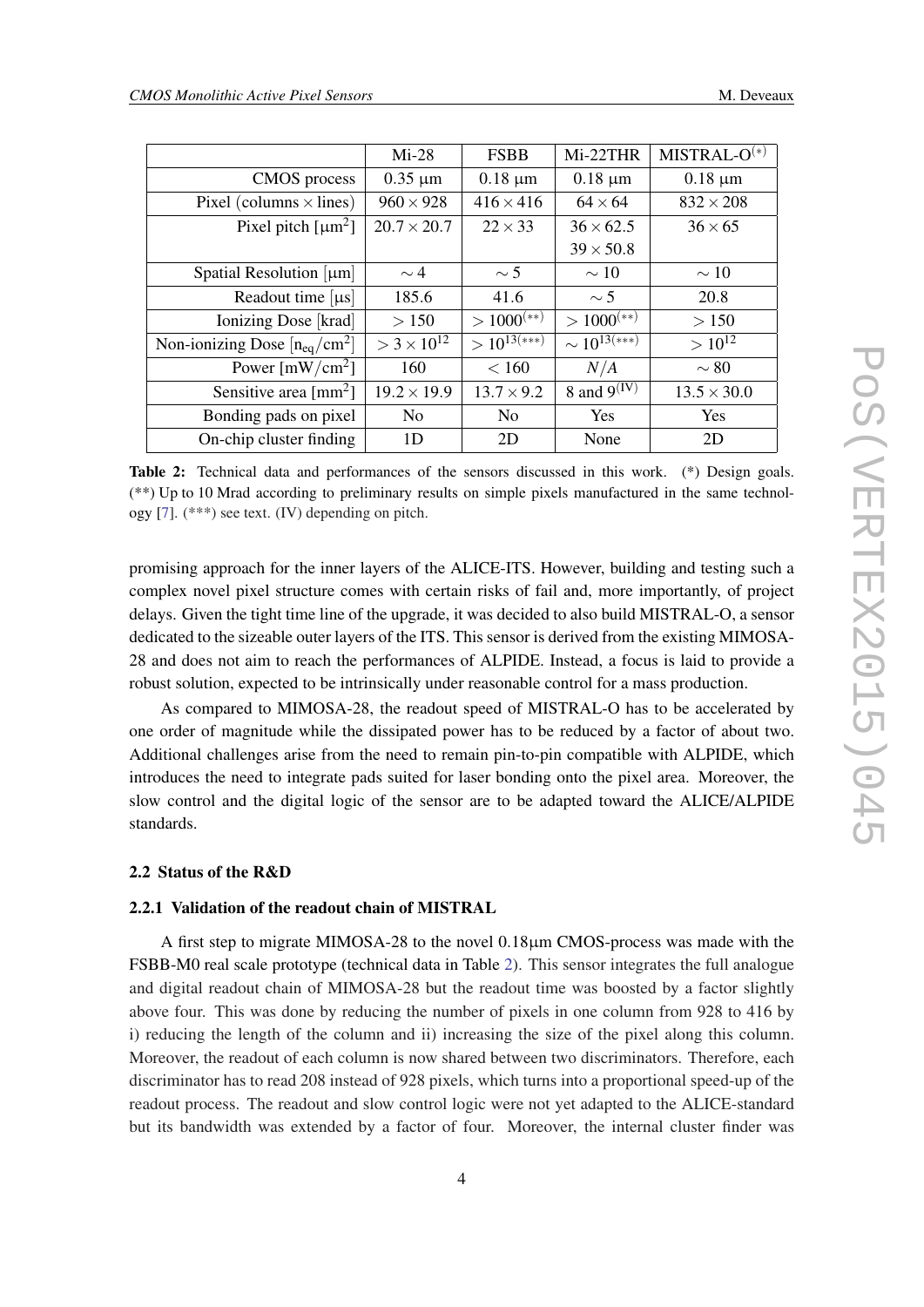| | Mi-28 | FSBB | Mi-22THR | MISTRAL-O$^{(*)}$ |
|---|---|---|---|---|
| CMOS process | 0.35 µm | 0.18 µm | 0.18 µm | 0.18 µm |
| Pixel (columns × lines) | $960 \times 928$ | $416 \times 416$ | $64 \times 64$ | $832 \times 208$ |
| Pixel pitch [µm$^2$] | $20.7 \times 20.7$ | $22 \times 33$ | $36 \times 62.5$<br>$39 \times 50.8$ | $36 \times 65$ |
| Spatial Resolution [µm] | $\sim 4$ | $\sim 5$ | $\sim 10$ | $\sim 10$ |
| Readout time [µs] | 185.6 | 41.6 | $\sim 5$ | 20.8 |
| Ionizing Dose [krad] | $> 150$ | $> 1000^{(**)}$ | $> 1000^{(**)}$ | $> 150$ |
| Non-ionizing Dose [$n_{eq}$/cm$^2$] | $> 3 \times 10^{12}$ | $> 10^{13(***)}$ | $\sim 10^{13(***)}$ | $> 10^{12}$ |
| Power [mW/cm$^2$] | 160 | $< 160$ | $N/A$ | $\sim 80$ |
| Sensitive area [mm$^2$] | $19.2 \times 19.9$ | $13.7 \times 9.2$ | 8 and 9$^{(IV)}$ | $13.5 \times 30.0$ |
| Bonding pads on pixel | No | No | Yes | Yes |
| On-chip cluster finding | 1D | 2D | None | 2D |

**Table 2:** Technical data and performances of the sensors discussed in this work. (*) Design goals. (**) Up to 10 Mrad according to preliminary results on simple pixels manufactured in the same technology [7]. (***) see text. (IV) depending on pitch.

promising approach for the inner layers of the ALICE-ITS. However, building and testing such a complex novel pixel structure comes with certain risks of fail and, more importantly, of project delays. Given the tight time line of the upgrade, it was decided to also build MISTRAL-O, a sensor dedicated to the sizeable outer layers of the ITS. This sensor is derived from the existing MIMOSA-28 and does not aim to reach the performances of ALPIDE. Instead, a focus is laid to provide a robust solution, expected to be intrinsically under reasonable control for a mass production.

As compared to MIMOSA-28, the readout speed of MISTRAL-O has to be accelerated by one order of magnitude while the dissipated power has to be reduced by a factor of about two. Additional challenges arise from the need to remain pin-to-pin compatible with ALPIDE, which introduces the need to integrate pads suited for laser bonding onto the pixel area. Moreover, the slow control and the digital logic of the sensor are to be adapted toward the ALICE/ALPIDE standards.

### 2.2 Status of the R&D

#### 2.2.1 Validation of the readout chain of MISTRAL

A first step to migrate MIMOSA-28 to the novel 0.18µm CMOS-process was made with the FSBB-M0 real scale prototype (technical data in Table 2). This sensor integrates the full analogue and digital readout chain of MIMOSA-28 but the readout time was boosted by a factor slightly above four. This was done by reducing the number of pixels in one column from 928 to 416 by i) reducing the length of the column and ii) increasing the size of the pixel along this column. Moreover, the readout of each column is now shared between two discriminators. Therefore, each discriminator has to read 208 instead of 928 pixels, which turns into a proportional speed-up of the readout process. The readout and slow control logic were not yet adapted to the ALICE-standard but its bandwidth was extended by a factor of four. Moreover, the internal cluster finder was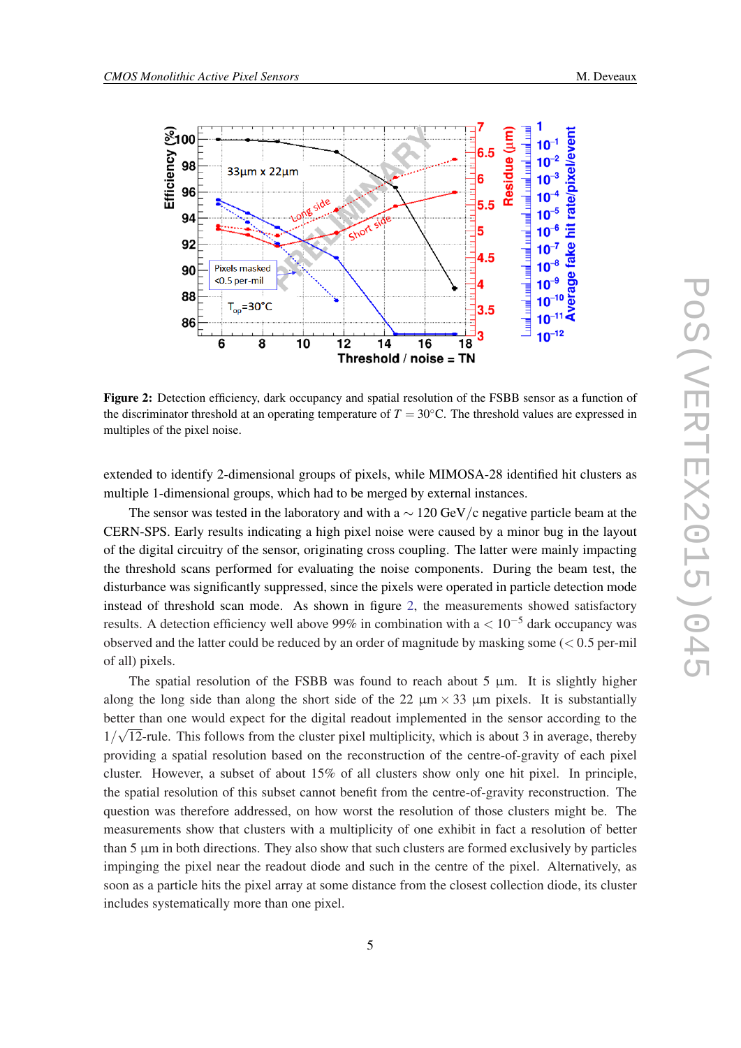**Figure 2:** Detection efficiency, dark occupancy and spatial resolution of the FSBB sensor as a function of the discriminator threshold at an operating temperature of $T = 30°\mathrm{C}$. The threshold values are expressed in multiples of the pixel noise.

extended to identify 2-dimensional groups of pixels, while MIMOSA-28 identified hit clusters as multiple 1-dimensional groups, which had to be merged by external instances.

The sensor was tested in the laboratory and with a $\sim$ 120 GeV/c negative particle beam at the CERN-SPS. Early results indicating a high pixel noise were caused by a minor bug in the layout of the digital circuitry of the sensor, originating cross coupling. The latter were mainly impacting the threshold scans performed for evaluating the noise components. During the beam test, the disturbance was significantly suppressed, since the pixels were operated in particle detection mode instead of threshold scan mode. As shown in figure 2, the measurements showed satisfactory results. A detection efficiency well above 99% in combination with a $< 10^{-5}$ dark occupancy was observed and the latter could be reduced by an order of magnitude by masking some ($<$ 0.5 per-mil of all) pixels.

The spatial resolution of the FSBB was found to reach about 5 µm. It is slightly higher along the long side than along the short side of the 22 µm $\times$ 33 µm pixels. It is substantially better than one would expect for the digital readout implemented in the sensor according to the $1/\sqrt{12}$-rule. This follows from the cluster pixel multiplicity, which is about 3 in average, thereby providing a spatial resolution based on the reconstruction of the centre-of-gravity of each pixel cluster. However, a subset of about 15% of all clusters show only one hit pixel. In principle, the spatial resolution of this subset cannot benefit from the centre-of-gravity reconstruction. The question was therefore addressed, on how worst the resolution of those clusters might be. The measurements show that clusters with a multiplicity of one exhibit in fact a resolution of better than 5 µm in both directions. They also show that such clusters are formed exclusively by particles impinging the pixel near the readout diode and such in the centre of the pixel. Alternatively, as soon as a particle hits the pixel array at some distance from the closest collection diode, its cluster includes systematically more than one pixel.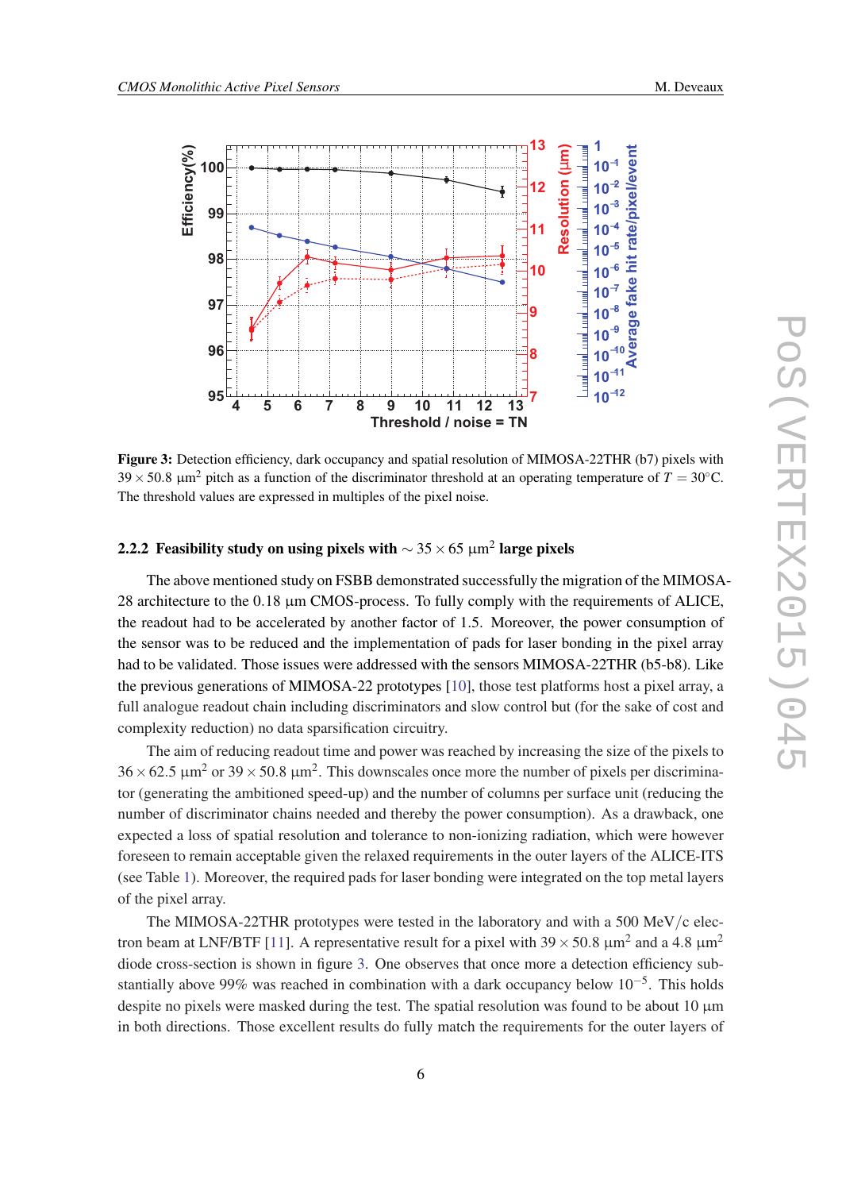**Figure 3:** Detection efficiency, dark occupancy and spatial resolution of MIMOSA-22THR (b7) pixels with $39 \times 50.8\ \mu\text{m}^2$ pitch as a function of the discriminator threshold at an operating temperature of $T = 30°\text{C}$. The threshold values are expressed in multiples of the pixel noise.

#### 2.2.2 Feasibility study on using pixels with $\sim 35 \times 65\ \mu\text{m}^2$ large pixels

The above mentioned study on FSBB demonstrated successfully the migration of the MIMOSA-28 architecture to the 0.18 µm CMOS-process. To fully comply with the requirements of ALICE, the readout had to be accelerated by another factor of 1.5. Moreover, the power consumption of the sensor was to be reduced and the implementation of pads for laser bonding in the pixel array had to be validated. Those issues were addressed with the sensors MIMOSA-22THR (b5-b8). Like the previous generations of MIMOSA-22 prototypes [10], those test platforms host a pixel array, a full analogue readout chain including discriminators and slow control but (for the sake of cost and complexity reduction) no data sparsification circuitry.

The aim of reducing readout time and power was reached by increasing the size of the pixels to $36 \times 62.5\ \mu\text{m}^2$ or $39 \times 50.8\ \mu\text{m}^2$. This downscales once more the number of pixels per discriminator (generating the ambitioned speed-up) and the number of columns per surface unit (reducing the number of discriminator chains needed and thereby the power consumption). As a drawback, one expected a loss of spatial resolution and tolerance to non-ionizing radiation, which were however foreseen to remain acceptable given the relaxed requirements in the outer layers of the ALICE-ITS (see Table 1). Moreover, the required pads for laser bonding were integrated on the top metal layers of the pixel array.

The MIMOSA-22THR prototypes were tested in the laboratory and with a 500 MeV/c electron beam at LNF/BTF [11]. A representative result for a pixel with $39 \times 50.8\ \mu\text{m}^2$ and a $4.8\ \mu\text{m}^2$ diode cross-section is shown in figure 3. One observes that once more a detection efficiency substantially above 99% was reached in combination with a dark occupancy below $10^{-5}$. This holds despite no pixels were masked during the test. The spatial resolution was found to be about 10 µm in both directions. Those excellent results do fully match the requirements for the outer layers of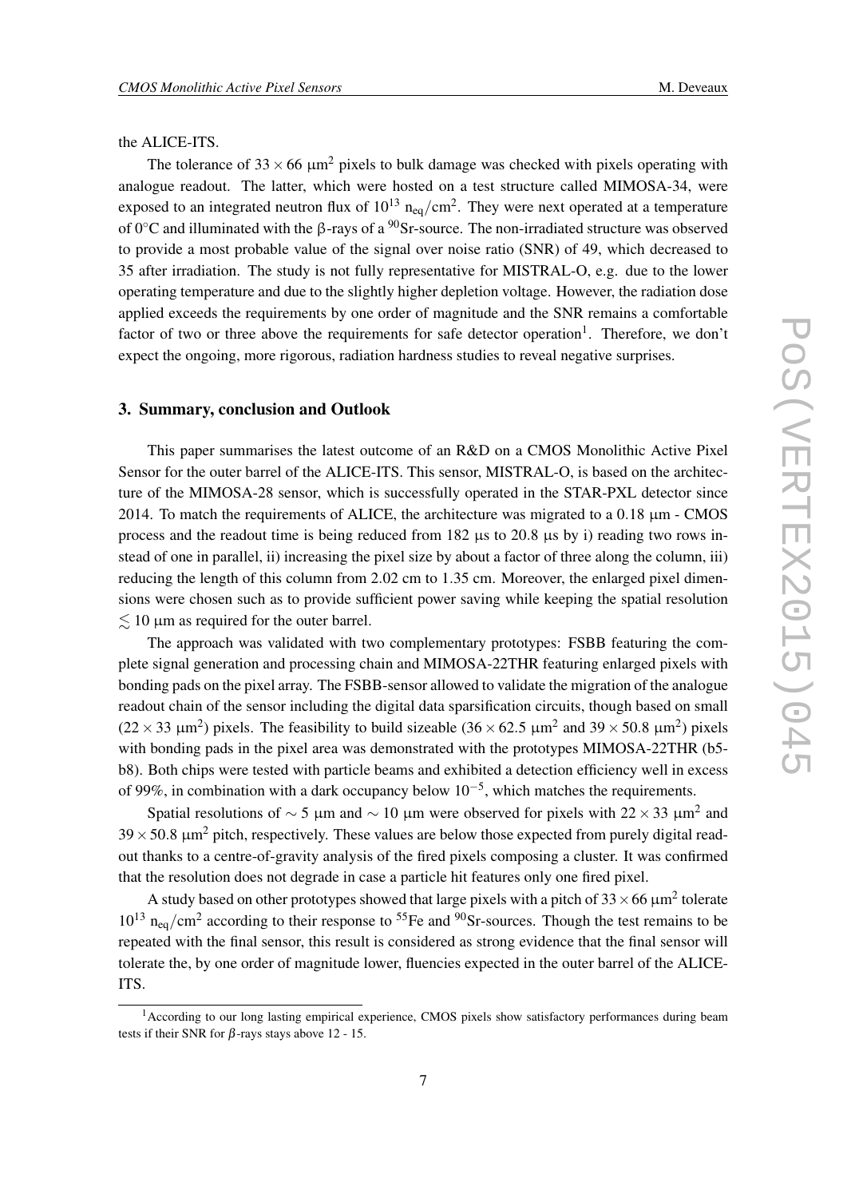the ALICE-ITS.

The tolerance of $33 \times 66$ μm$^2$ pixels to bulk damage was checked with pixels operating with analogue readout. The latter, which were hosted on a test structure called MIMOSA-34, were exposed to an integrated neutron flux of $10^{13}$ $n_{eq}/cm^2$. They were next operated at a temperature of 0°C and illuminated with the β-rays of a $^{90}$Sr-source. The non-irradiated structure was observed to provide a most probable value of the signal over noise ratio (SNR) of 49, which decreased to 35 after irradiation. The study is not fully representative for MISTRAL-O, e.g. due to the lower operating temperature and due to the slightly higher depletion voltage. However, the radiation dose applied exceeds the requirements by one order of magnitude and the SNR remains a comfortable factor of two or three above the requirements for safe detector operation[1]. Therefore, we don't expect the ongoing, more rigorous, radiation hardness studies to reveal negative surprises.

## 3. Summary, conclusion and Outlook

This paper summarises the latest outcome of an R&D on a CMOS Monolithic Active Pixel Sensor for the outer barrel of the ALICE-ITS. This sensor, MISTRAL-O, is based on the architecture of the MIMOSA-28 sensor, which is successfully operated in the STAR-PXL detector since 2014. To match the requirements of ALICE, the architecture was migrated to a 0.18 μm - CMOS process and the readout time is being reduced from 182 μs to 20.8 μs by i) reading two rows instead of one in parallel, ii) increasing the pixel size by about a factor of three along the column, iii) reducing the length of this column from 2.02 cm to 1.35 cm. Moreover, the enlarged pixel dimensions were chosen such as to provide sufficient power saving while keeping the spatial resolution $\lesssim 10$ μm as required for the outer barrel.

The approach was validated with two complementary prototypes: FSBB featuring the complete signal generation and processing chain and MIMOSA-22THR featuring enlarged pixels with bonding pads on the pixel array. The FSBB-sensor allowed to validate the migration of the analogue readout chain of the sensor including the digital data sparsification circuits, though based on small ($22 \times 33$ μm$^2$) pixels. The feasibility to build sizeable ($36 \times 62.5$ μm$^2$ and $39 \times 50.8$ μm$^2$) pixels with bonding pads in the pixel area was demonstrated with the prototypes MIMOSA-22THR (b5-b8). Both chips were tested with particle beams and exhibited a detection efficiency well in excess of 99%, in combination with a dark occupancy below $10^{-5}$, which matches the requirements.

Spatial resolutions of $\sim 5$ μm and $\sim 10$ μm were observed for pixels with $22 \times 33$ μm$^2$ and $39 \times 50.8$ μm$^2$ pitch, respectively. These values are below those expected from purely digital readout thanks to a centre-of-gravity analysis of the fired pixels composing a cluster. It was confirmed that the resolution does not degrade in case a particle hit features only one fired pixel.

A study based on other prototypes showed that large pixels with a pitch of $33 \times 66$ μm$^2$ tolerate $10^{13}$ $n_{eq}/cm^2$ according to their response to $^{55}$Fe and $^{90}$Sr-sources. Though the test remains to be repeated with the final sensor, this result is considered as strong evidence that the final sensor will tolerate the, by one order of magnitude lower, fluencies expected in the outer barrel of the ALICE-ITS.

[1] According to our long lasting empirical experience, CMOS pixels show satisfactory performances during beam tests if their SNR for $\beta$-rays stays above 12 - 15.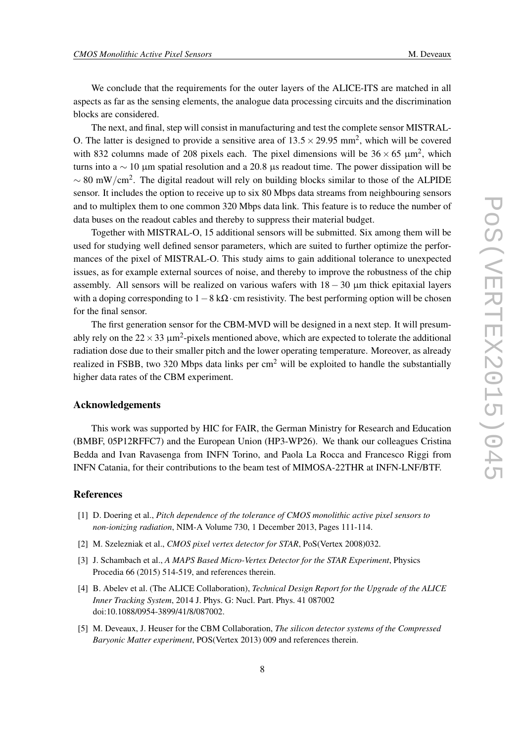We conclude that the requirements for the outer layers of the ALICE-ITS are matched in all aspects as far as the sensing elements, the analogue data processing circuits and the discrimination blocks are considered.

The next, and final, step will consist in manufacturing and test the complete sensor MISTRAL-O. The latter is designed to provide a sensitive area of $13.5 \times 29.95$ mm$^2$, which will be covered with 832 columns made of 208 pixels each. The pixel dimensions will be $36 \times 65$ μm$^2$, which turns into a $\sim 10$ μm spatial resolution and a 20.8 μs readout time. The power dissipation will be $\sim 80$ mW/cm$^2$. The digital readout will rely on building blocks similar to those of the ALPIDE sensor. It includes the option to receive up to six 80 Mbps data streams from neighbouring sensors and to multiplex them to one common 320 Mbps data link. This feature is to reduce the number of data buses on the readout cables and thereby to suppress their material budget.

Together with MISTRAL-O, 15 additional sensors will be submitted. Six among them will be used for studying well defined sensor parameters, which are suited to further optimize the performances of the pixel of MISTRAL-O. This study aims to gain additional tolerance to unexpected issues, as for example external sources of noise, and thereby to improve the robustness of the chip assembly. All sensors will be realized on various wafers with $18-30$ μm thick epitaxial layers with a doping corresponding to $1-8$ kΩ·cm resistivity. The best performing option will be chosen for the final sensor.

The first generation sensor for the CBM-MVD will be designed in a next step. It will presumably rely on the $22 \times 33$ μm$^2$-pixels mentioned above, which are expected to tolerate the additional radiation dose due to their smaller pitch and the lower operating temperature. Moreover, as already realized in FSBB, two 320 Mbps data links per cm$^2$ will be exploited to handle the substantially higher data rates of the CBM experiment.

## Acknowledgements

This work was supported by HIC for FAIR, the German Ministry for Research and Education (BMBF, 05P12RFFC7) and the European Union (HP3-WP26). We thank our colleagues Cristina Bedda and Ivan Ravasenga from INFN Torino, and Paola La Rocca and Francesco Riggi from INFN Catania, for their contributions to the beam test of MIMOSA-22THR at INFN-LNF/BTF.

## References

[1] D. Doering et al., *Pitch dependence of the tolerance of CMOS monolithic active pixel sensors to non-ionizing radiation*, NIM-A Volume 730, 1 December 2013, Pages 111-114.

[2] M. Szelezniak et al., *CMOS pixel vertex detector for STAR*, PoS(Vertex 2008)032.

[3] J. Schambach et al., *A MAPS Based Micro-Vertex Detector for the STAR Experiment*, Physics Procedia 66 (2015) 514-519, and references therein.

[4] B. Abelev et al. (The ALICE Collaboration), *Technical Design Report for the Upgrade of the ALICE Inner Tracking System*, 2014 J. Phys. G: Nucl. Part. Phys. 41 087002 doi:10.1088/0954-3899/41/8/087002.

[5] M. Deveaux, J. Heuser for the CBM Collaboration, *The silicon detector systems of the Compressed Baryonic Matter experiment*, POS(Vertex 2013) 009 and references therein.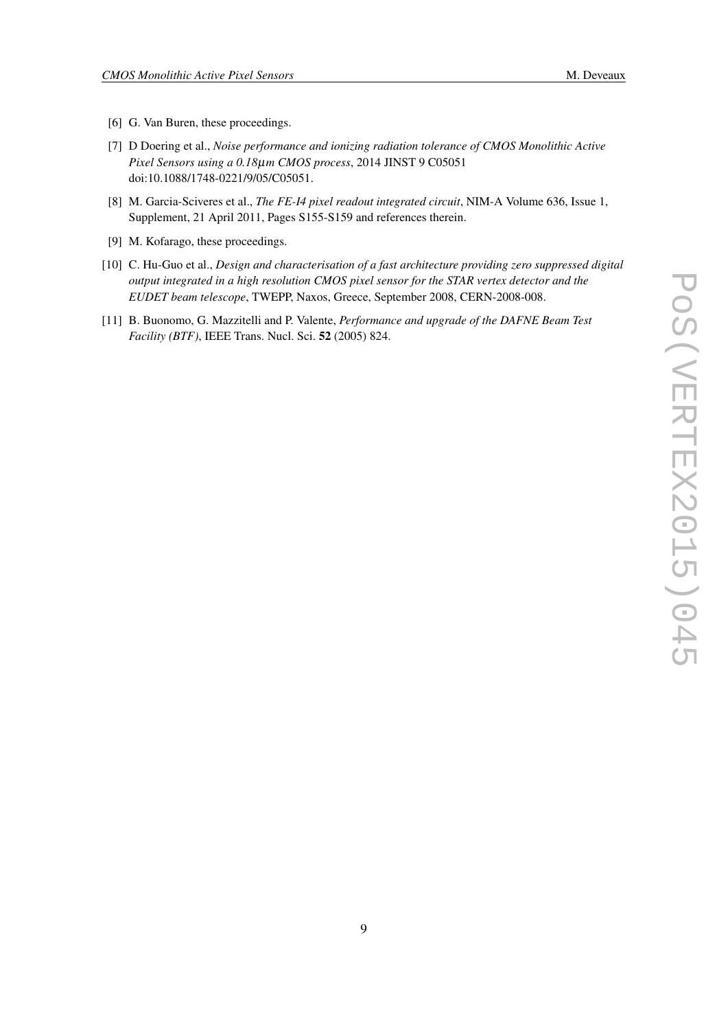[6] G. Van Buren, these proceedings.

[7] D Doering et al., *Noise performance and ionizing radiation tolerance of CMOS Monolithic Active Pixel Sensors using a 0.18µm CMOS process*, 2014 JINST 9 C05051 doi:10.1088/1748-0221/9/05/C05051.

[8] M. Garcia-Sciveres et al., *The FE-I4 pixel readout integrated circuit*, NIM-A Volume 636, Issue 1, Supplement, 21 April 2011, Pages S155-S159 and references therein.

[9] M. Kofarago, these proceedings.

[10] C. Hu-Guo et al., *Design and characterisation of a fast architecture providing zero suppressed digital output integrated in a high resolution CMOS pixel sensor for the STAR vertex detector and the EUDET beam telescope*, TWEPP, Naxos, Greece, September 2008, CERN-2008-008.

[11] B. Buonomo, G. Mazzitelli and P. Valente, *Performance and upgrade of the DAFNE Beam Test Facility (BTF)*, IEEE Trans. Nucl. Sci. **52** (2005) 824.